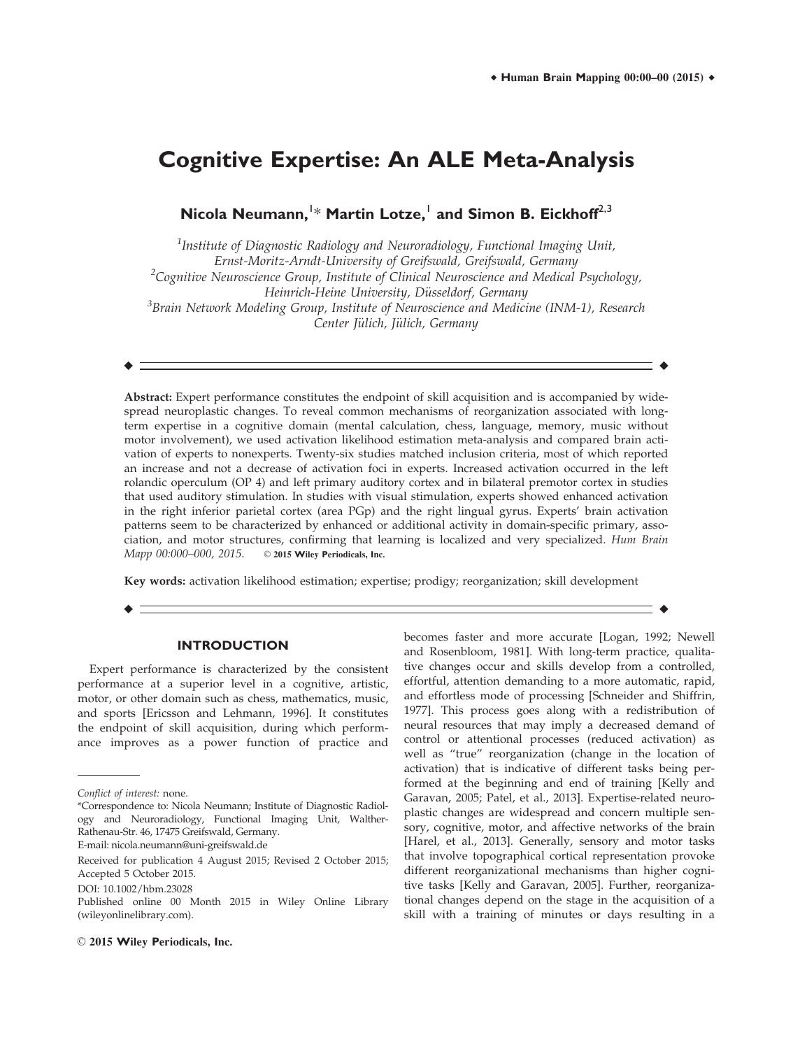# Cognitive Expertise: An ALE Meta-Analysis

**Nicola Neumann,[1]* Martin Lotze,[1] and Simon B. Eickhoff[2,3]**

[1]*Institute of Diagnostic Radiology and Neuroradiology, Functional Imaging Unit, Ernst-Moritz-Arndt-University of Greifswald, Greifswald, Germany*
[2]*Cognitive Neuroscience Group, Institute of Clinical Neuroscience and Medical Psychology, Heinrich-Heine University, Düsseldorf, Germany*
[3]*Brain Network Modeling Group, Institute of Neuroscience and Medicine (INM-1), Research Center Jülich, Jülich, Germany*

---

**Abstract:** Expert performance constitutes the endpoint of skill acquisition and is accompanied by widespread neuroplastic changes. To reveal common mechanisms of reorganization associated with long-term expertise in a cognitive domain (mental calculation, chess, language, memory, music without motor involvement), we used activation likelihood estimation meta-analysis and compared brain activation of experts to nonexperts. Twenty-six studies matched inclusion criteria, most of which reported an increase and not a decrease of activation foci in experts. Increased activation occurred in the left rolandic operculum (OP 4) and left primary auditory cortex and in bilateral premotor cortex in studies that used auditory stimulation. In studies with visual stimulation, experts showed enhanced activation in the right inferior parietal cortex (area PGp) and the right lingual gyrus. Experts' brain activation patterns seem to be characterized by enhanced or additional activity in domain-specific primary, association, and motor structures, confirming that learning is localized and very specialized. *Hum Brain Mapp 00:000–000, 2015.* © **2015 Wiley Periodicals, Inc.**

**Key words:** activation likelihood estimation; expertise; prodigy; reorganization; skill development

---

## INTRODUCTION

Expert performance is characterized by the consistent performance at a superior level in a cognitive, artistic, motor, or other domain such as chess, mathematics, music, and sports [Ericsson and Lehmann, 1996]. It constitutes the endpoint of skill acquisition, during which performance improves as a power function of practice and becomes faster and more accurate [Logan, 1992; Newell and Rosenbloom, 1981]. With long-term practice, qualitative changes occur and skills develop from a controlled, effortful, attention demanding to a more automatic, rapid, and effortless mode of processing [Schneider and Shiffrin, 1977]. This process goes along with a redistribution of neural resources that may imply a decreased demand of control or attentional processes (reduced activation) as well as "true" reorganization (change in the location of activation) that is indicative of different tasks being performed at the beginning and end of training [Kelly and Garavan, 2005; Patel, et al., 2013]. Expertise-related neuroplastic changes are widespread and concern multiple sensory, cognitive, motor, and affective networks of the brain [Harel, et al., 2013]. Generally, sensory and motor tasks that involve topographical cortical representation provoke different reorganizational mechanisms than higher cognitive tasks [Kelly and Garavan, 2005]. Further, reorganizational changes depend on the stage in the acquisition of a skill with a training of minutes or days resulting in a

---

*Conflict of interest:* none.

*Correspondence to: Nicola Neumann; Institute of Diagnostic Radiology and Neuroradiology, Functional Imaging Unit, Walther-Rathenau-Str. 46, 17475 Greifswald, Germany.
E-mail: nicola.neumann@uni-greifswald.de

Received for publication 4 August 2015; Revised 2 October 2015; Accepted 5 October 2015.

DOI: 10.1002/hbm.23028

Published online 00 Month 2015 in Wiley Online Library (wileyonlinelibrary.com).

© **2015 Wiley Periodicals, Inc.**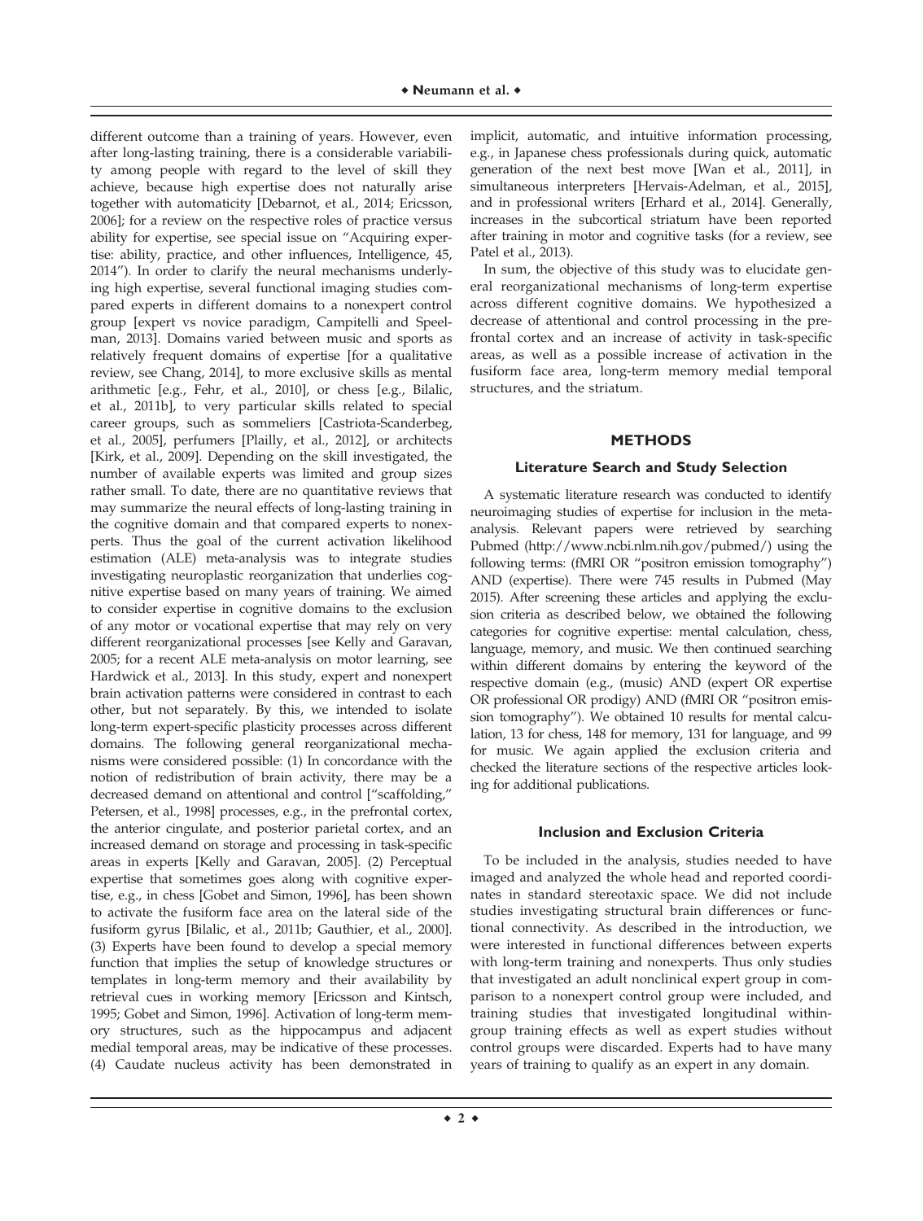different outcome than a training of years. However, even after long-lasting training, there is a considerable variability among people with regard to the level of skill they achieve, because high expertise does not naturally arise together with automaticity [Debarnot, et al., 2014; Ericsson, 2006]; for a review on the respective roles of practice versus ability for expertise, see special issue on "Acquiring expertise: ability, practice, and other influences, Intelligence, 45, 2014"). In order to clarify the neural mechanisms underlying high expertise, several functional imaging studies compared experts in different domains to a nonexpert control group [expert vs novice paradigm, Campitelli and Speelman, 2013]. Domains varied between music and sports as relatively frequent domains of expertise [for a qualitative review, see Chang, 2014], to more exclusive skills as mental arithmetic [e.g., Fehr, et al., 2010], or chess [e.g., Bilalic, et al., 2011b], to very particular skills related to special career groups, such as sommeliers [Castriota-Scanderbeg, et al., 2005], perfumers [Plailly, et al., 2012], or architects [Kirk, et al., 2009]. Depending on the skill investigated, the number of available experts was limited and group sizes rather small. To date, there are no quantitative reviews that may summarize the neural effects of long-lasting training in the cognitive domain and that compared experts to nonexperts. Thus the goal of the current activation likelihood estimation (ALE) meta-analysis was to integrate studies investigating neuroplastic reorganization that underlies cognitive expertise based on many years of training. We aimed to consider expertise in cognitive domains to the exclusion of any motor or vocational expertise that may rely on very different reorganizational processes [see Kelly and Garavan, 2005; for a recent ALE meta-analysis on motor learning, see Hardwick et al., 2013]. In this study, expert and nonexpert brain activation patterns were considered in contrast to each other, but not separately. By this, we intended to isolate long-term expert-specific plasticity processes across different domains. The following general reorganizational mechanisms were considered possible: (1) In concordance with the notion of redistribution of brain activity, there may be a decreased demand on attentional and control ["scaffolding," Petersen, et al., 1998] processes, e.g., in the prefrontal cortex, the anterior cingulate, and posterior parietal cortex, and an increased demand on storage and processing in task-specific areas in experts [Kelly and Garavan, 2005]. (2) Perceptual expertise that sometimes goes along with cognitive expertise, e.g., in chess [Gobet and Simon, 1996], has been shown to activate the fusiform face area on the lateral side of the fusiform gyrus [Bilalic, et al., 2011b; Gauthier, et al., 2000]. (3) Experts have been found to develop a special memory function that implies the setup of knowledge structures or templates in long-term memory and their availability by retrieval cues in working memory [Ericsson and Kintsch, 1995; Gobet and Simon, 1996]. Activation of long-term memory structures, such as the hippocampus and adjacent medial temporal areas, may be indicative of these processes. (4) Caudate nucleus activity has been demonstrated in implicit, automatic, and intuitive information processing, e.g., in Japanese chess professionals during quick, automatic generation of the next best move [Wan et al., 2011], in simultaneous interpreters [Hervais-Adelman, et al., 2015], and in professional writers [Erhard et al., 2014]. Generally, increases in the subcortical striatum have been reported after training in motor and cognitive tasks (for a review, see Patel et al., 2013).

In sum, the objective of this study was to elucidate general reorganizational mechanisms of long-term expertise across different cognitive domains. We hypothesized a decrease of attentional and control processing in the prefrontal cortex and an increase of activity in task-specific areas, as well as a possible increase of activation in the fusiform face area, long-term memory medial temporal structures, and the striatum.

## METHODS

### Literature Search and Study Selection

A systematic literature research was conducted to identify neuroimaging studies of expertise for inclusion in the meta-analysis. Relevant papers were retrieved by searching Pubmed (http://www.ncbi.nlm.nih.gov/pubmed/) using the following terms: (fMRI OR "positron emission tomography") AND (expertise). There were 745 results in Pubmed (May 2015). After screening these articles and applying the exclusion criteria as described below, we obtained the following categories for cognitive expertise: mental calculation, chess, language, memory, and music. We then continued searching within different domains by entering the keyword of the respective domain (e.g., (music) AND (expert OR expertise OR professional OR prodigy) AND (fMRI OR "positron emission tomography"). We obtained 10 results for mental calculation, 13 for chess, 148 for memory, 131 for language, and 99 for music. We again applied the exclusion criteria and checked the literature sections of the respective articles looking for additional publications.

### Inclusion and Exclusion Criteria

To be included in the analysis, studies needed to have imaged and analyzed the whole head and reported coordinates in standard stereotaxic space. We did not include studies investigating structural brain differences or functional connectivity. As described in the introduction, we were interested in functional differences between experts with long-term training and nonexperts. Thus only studies that investigated an adult nonclinical expert group in comparison to a nonexpert control group were included, and training studies that investigated longitudinal within-group training effects as well as expert studies without control groups were discarded. Experts had to have many years of training to qualify as an expert in any domain.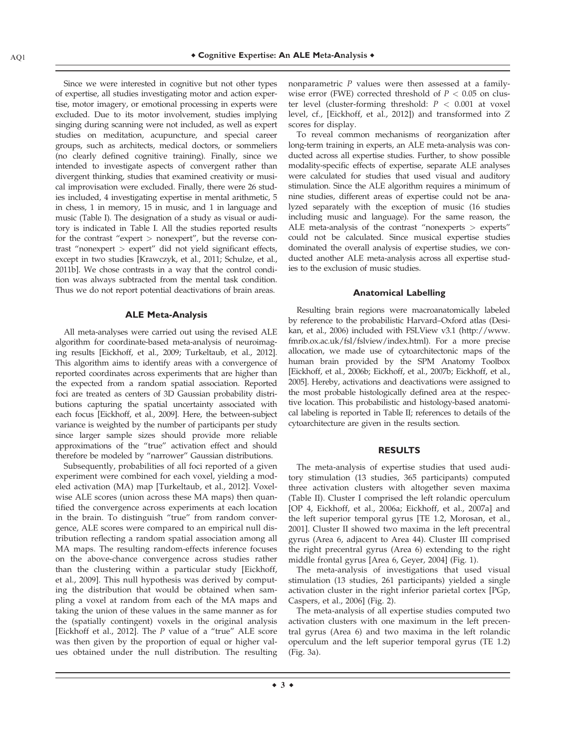Since we were interested in cognitive but not other types of expertise, all studies investigating motor and action expertise, motor imagery, or emotional processing in experts were excluded. Due to its motor involvement, studies implying singing during scanning were not included, as well as expert studies on meditation, acupuncture, and special career groups, such as architects, medical doctors, or sommeliers (no clearly defined cognitive training). Finally, since we intended to investigate aspects of convergent rather than divergent thinking, studies that examined creativity or musical improvisation were excluded. Finally, there were 26 studies included, 4 investigating expertise in mental arithmetic, 5 in chess, 1 in memory, 15 in music, and 1 in language and music (Table I). The designation of a study as visual or auditory is indicated in Table I. All the studies reported results for the contrast "expert > nonexpert", but the reverse contrast "nonexpert > expert" did not yield significant effects, except in two studies [Krawczyk, et al., 2011; Schulze, et al., 2011b]. We chose contrasts in a way that the control condition was always subtracted from the mental task condition. Thus we do not report potential deactivations of brain areas.

### ALE Meta-Analysis

All meta-analyses were carried out using the revised ALE algorithm for coordinate-based meta-analysis of neuroimaging results [Eickhoff, et al., 2009; Turkeltaub, et al., 2012]. This algorithm aims to identify areas with a convergence of reported coordinates across experiments that are higher than the expected from a random spatial association. Reported foci are treated as centers of 3D Gaussian probability distributions capturing the spatial uncertainty associated with each focus [Eickhoff, et al., 2009]. Here, the between-subject variance is weighted by the number of participants per study since larger sample sizes should provide more reliable approximations of the "true" activation effect and should therefore be modeled by "narrower" Gaussian distributions.

Subsequently, probabilities of all foci reported of a given experiment were combined for each voxel, yielding a modeled activation (MA) map [Turkeltaub, et al., 2012]. Voxelwise ALE scores (union across these MA maps) then quantified the convergence across experiments at each location in the brain. To distinguish "true" from random convergence, ALE scores were compared to an empirical null distribution reflecting a random spatial association among all MA maps. The resulting random-effects inference focuses on the above-chance convergence across studies rather than the clustering within a particular study [Eickhoff, et al., 2009]. This null hypothesis was derived by computing the distribution that would be obtained when sampling a voxel at random from each of the MA maps and taking the union of these values in the same manner as for the (spatially contingent) voxels in the original analysis [Eickhoff et al., 2012]. The *P* value of a "true" ALE score was then given by the proportion of equal or higher values obtained under the null distribution. The resulting nonparametric *P* values were then assessed at a family-wise error (FWE) corrected threshold of $P < 0.05$ on cluster level (cluster-forming threshold: $P < 0.001$ at voxel level, cf., [Eickhoff, et al., 2012]) and transformed into *Z* scores for display.

To reveal common mechanisms of reorganization after long-term training in experts, an ALE meta-analysis was conducted across all expertise studies. Further, to show possible modality-specific effects of expertise, separate ALE analyses were calculated for studies that used visual and auditory stimulation. Since the ALE algorithm requires a minimum of nine studies, different areas of expertise could not be analyzed separately with the exception of music (16 studies including music and language). For the same reason, the ALE meta-analysis of the contrast "nonexperts > experts" could not be calculated. Since musical expertise studies dominated the overall analysis of expertise studies, we conducted another ALE meta-analysis across all expertise studies to the exclusion of music studies.

### Anatomical Labelling

Resulting brain regions were macroanatomically labeled by reference to the probabilistic Harvard–Oxford atlas (Desikan, et al., 2006) included with FSLView v3.1 (http://www.fmrib.ox.ac.uk/fsl/fslview/index.html). For a more precise allocation, we made use of cytoarchitectonic maps of the human brain provided by the SPM Anatomy Toolbox [Eickhoff, et al., 2006b; Eickhoff, et al., 2007b; Eickhoff, et al., 2005]. Hereby, activations and deactivations were assigned to the most probable histologically defined area at the respective location. This probabilistic and histology-based anatomical labeling is reported in Table II; references to details of the cytoarchitecture are given in the results section.

## RESULTS

The meta-analysis of expertise studies that used auditory stimulation (13 studies, 365 participants) computed three activation clusters with altogether seven maxima (Table II). Cluster I comprised the left rolandic operculum [OP 4, Eickhoff, et al., 2006a; Eickhoff, et al., 2007a] and the left superior temporal gyrus [TE 1.2, Morosan, et al., 2001]. Cluster II showed two maxima in the left precentral gyrus (Area 6, adjacent to Area 44). Cluster III comprised the right precentral gyrus (Area 6) extending to the right middle frontal gyrus [Area 6, Geyer, 2004] (Fig. 1).

The meta-analysis of investigations that used visual stimulation (13 studies, 261 participants) yielded a single activation cluster in the right inferior parietal cortex [PGp, Caspers, et al., 2006] (Fig. 2).

The meta-analysis of all expertise studies computed two activation clusters with one maximum in the left precentral gyrus (Area 6) and two maxima in the left rolandic operculum and the left superior temporal gyrus (TE 1.2) (Fig. 3a).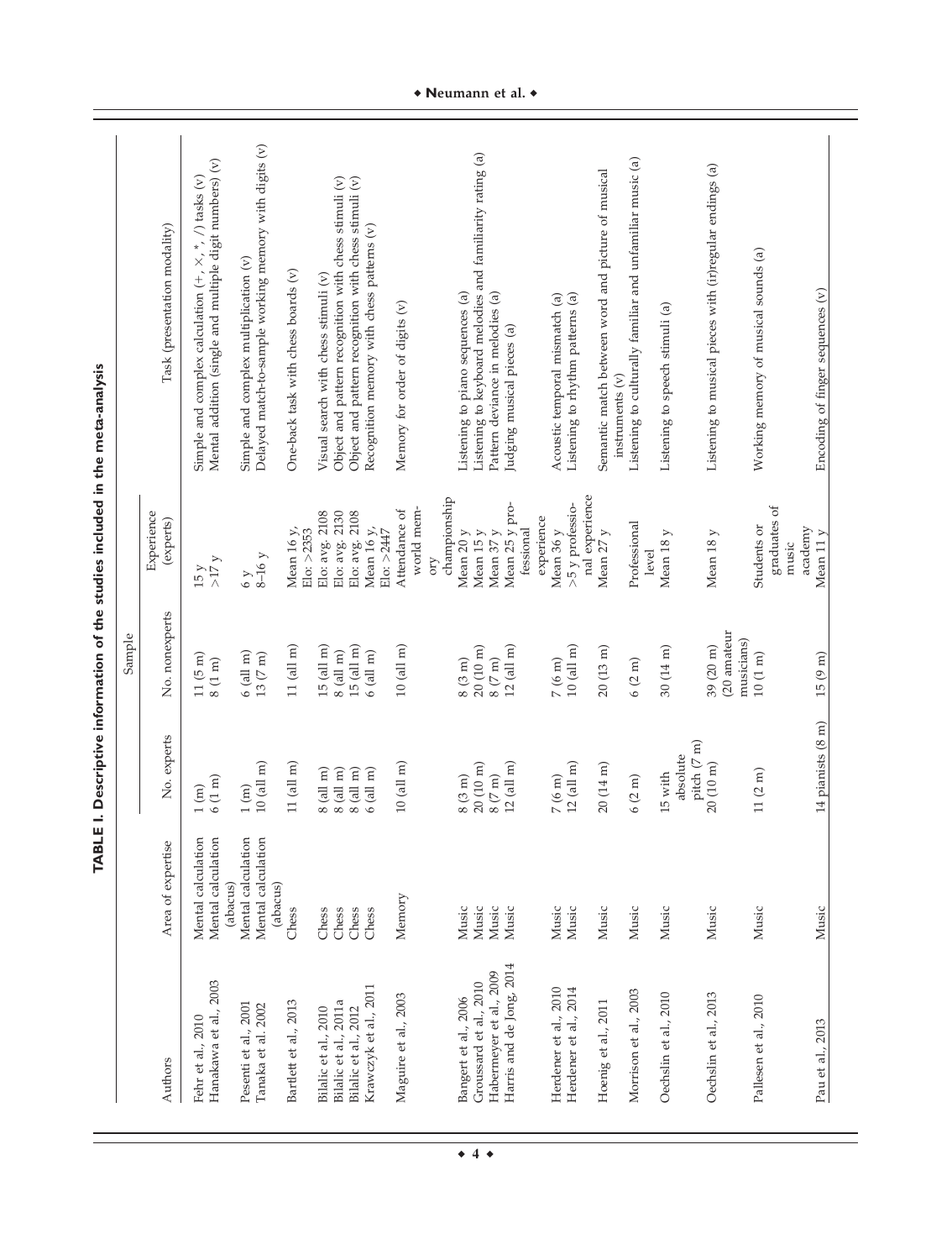**TABLE I. Descriptive information of the studies included in the meta-analysis**

| Authors | Area of expertise | Sample | | | Task (presentation modality) |
|---|---|---|---|---|---|
| | | No. experts | No. nonexperts | Experience (experts) | |
| Fehr et al., 2010 | Mental calculation | 1 (m) | 11 (5 m) | 15 y | Simple and complex calculation (+, ×, *, /) tasks (v) |
| Hanakawa et al., 2003 | Mental calculation (abacus) | 6 (1 m) | 8 (1 m) | >17 y | Mental addition (single and multiple digit numbers) (v) |
| Pesenti et al., 2001 | Mental calculation | 1 (m) | 6 (all m) | 6 y | Simple and complex multiplication (v) |
| Tanaka et al. 2002 | Mental calculation (abacus) | 10 (all m) | 13 (7 m) | 8–16 y | Delayed match-to-sample working memory with digits (v) |
| Bartlett et al., 2013 | Chess | 11 (all m) | 11 (all m) | Mean 16 y, Elo: >2353 | One-back task with chess boards (v) |
| Bilalic et al., 2010 | Chess | 8 (all m) | 15 (all m) | Elo: avg. 2108 | Visual search with chess stimuli (v) |
| Bilalic et al., 2011a | Chess | 8 (all m) | 8 (all m) | Elo: avg. 2130 | Object and pattern recognition with chess stimuli (v) |
| Bilalic et al., 2012 | Chess | 8 (all m) | 15 (all m) | Elo: avg. 2108 | Object and pattern recognition with chess stimuli (v) |
| Krawczyk et al., 2011 | Chess | 6 (all m) | 6 (all m) | Mean 16 y, Elo: >2447 | Recognition memory with chess patterns (v) |
| Maguire et al., 2003 | Memory | 10 (all m) | 10 (all m) | Attendance of world memory championship | Memory for order of digits (v) |
| Bangert et al., 2006 | Music | 8 (3 m) | 8 (3 m) | Mean 20 y | Listening to piano sequences (a) |
| Groussard et al., 2010 | Music | 20 (10 m) | 20 (10 m) | Mean 15 y | Listening to keyboard melodies and familiarity rating (a) |
| Habermeyer et al., 2009 | Music | 8 (7 m) | 8 (7 m) | Mean 37 y | Pattern deviance in melodies (a) |
| Harris and de Jong, 2014 | Music | 12 (all m) | 12 (all m) | Mean 25 y professional experience | Judging musical pieces (a) |
| Herdener et al., 2010 | Music | 7 (6 m) | 7 (6 m) | Mean 36 y | Acoustic temporal mismatch (a) |
| Herdener et al., 2014 | Music | 12 (all m) | 10 (all m) | >5 y professional experience | Listening to rhythm patterns (a) |
| Hoenig et al., 2011 | Music | 20 (14 m) | 20 (13 m) | Mean 27 y | Semantic match between word and picture of musical instruments (v) |
| Morrison et al., 2003 | Music | 6 (2 m) | 6 (2 m) | Professional level | Listening to culturally familiar and unfamiliar music (a) |
| Oechslin et al., 2010 | Music | 15 with absolute pitch (7 m) | 30 (14 m) | Mean 18 y | Listening to speech stimuli (a) |
| Oechslin et al., 2013 | Music | 20 (10 m) | 39 (20 m) (20 amateur musicians) | Mean 18 y | Listening to musical pieces with (ir)regular endings (a) |
| Pallesen et al., 2010 | Music | 11 (2 m) | 10 (1 m) | Students or graduates of music academy | Working memory of musical sounds (a) |
| Pau et al., 2013 | Music | 14 pianists (8 m) | 15 (9 m) | Mean 11 y | Encoding of finger sequences (v) |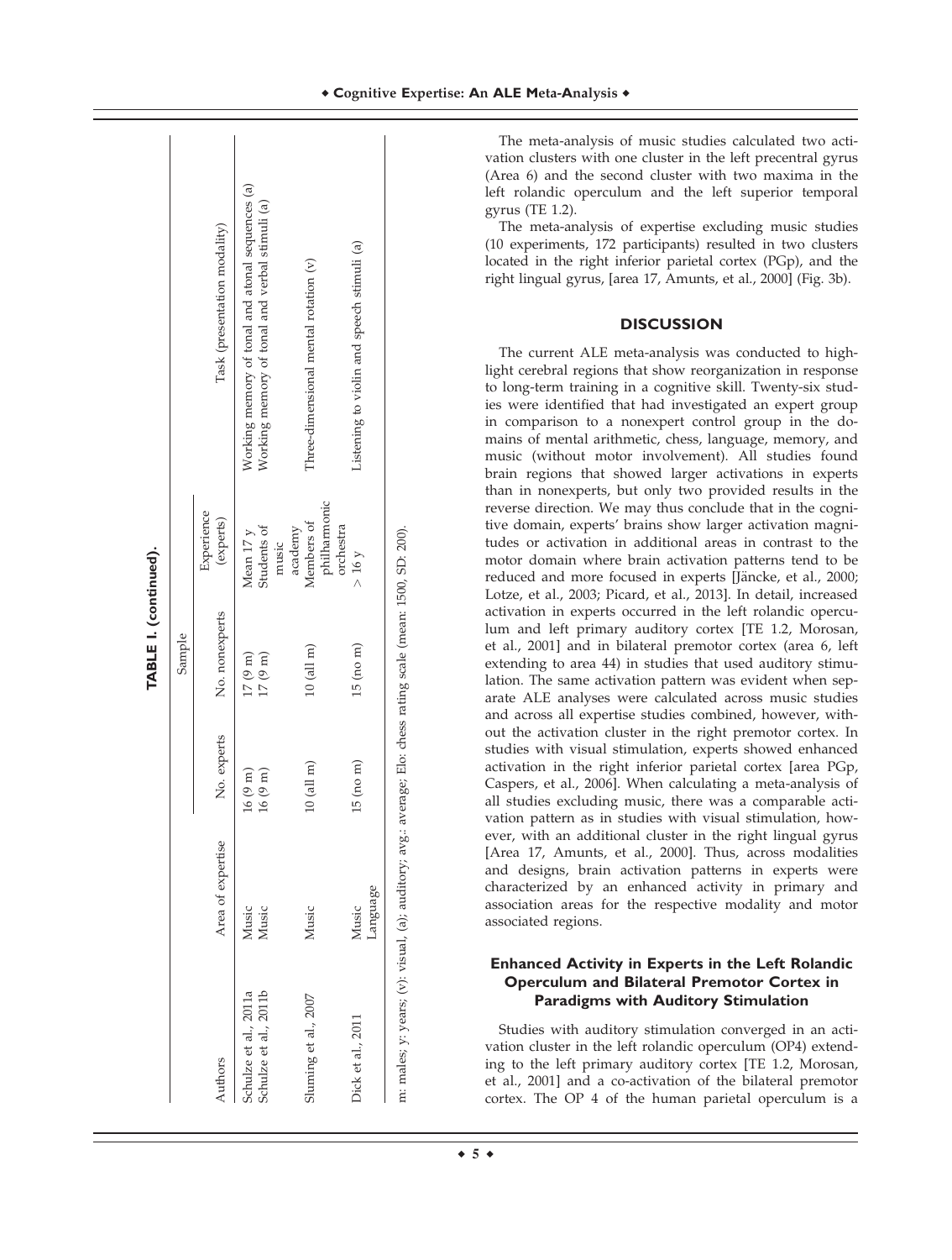**TABLE I. (continued).**

| Authors | Area of expertise | Sample | | | Task (presentation modality) |
|---|---|---|---|---|---|
| | | No. experts | No. nonexperts | Experience (experts) | |
| Schulze et al., 2011a | Music | 16 (9 m) | 17 (9 m) | Mean 17 y | Working memory of tonal and atonal sequences (a) |
| Schulze et al., 2011b | Music | 16 (9 m) | 17 (9 m) | Students of music academy | Working memory of tonal and verbal stimuli (a) |
| Sluming et al., 2007 | Music | 10 (all m) | 10 (all m) | Members of philharmonic orchestra | Three-dimensional mental rotation (v) |
| Dick et al., 2011 | Music Language | 15 (no m) | 15 (no m) | > 16 y | Listening to violin and speech stimuli (a) |

m: males; y: years; (v): visual, (a): auditory; avg.: average; Elo: chess rating scale (mean: 1500, SD: 200).

The meta-analysis of music studies calculated two activation clusters with one cluster in the left precentral gyrus (Area 6) and the second cluster with two maxima in the left rolandic operculum and the left superior temporal gyrus (TE 1.2).

The meta-analysis of expertise excluding music studies (10 experiments, 172 participants) resulted in two clusters located in the right inferior parietal cortex (PGp), and the right lingual gyrus, [area 17, Amunts, et al., 2000] (Fig. 3b).

## DISCUSSION

The current ALE meta-analysis was conducted to highlight cerebral regions that show reorganization in response to long-term training in a cognitive skill. Twenty-six studies were identified that had investigated an expert group in comparison to a nonexpert control group in the domains of mental arithmetic, chess, language, memory, and music (without motor involvement). All studies found brain regions that showed larger activations in experts than in nonexperts, but only two provided results in the reverse direction. We may thus conclude that in the cognitive domain, experts' brains show larger activation magnitudes or activation in additional areas in contrast to the motor domain where brain activation patterns tend to be reduced and more focused in experts [Jäncke, et al., 2000; Lotze, et al., 2003; Picard, et al., 2013]. In detail, increased activation in experts occurred in the left rolandic operculum and left primary auditory cortex [TE 1.2, Morosan, et al., 2001] and in bilateral premotor cortex (area 6, left extending to area 44) in studies that used auditory stimulation. The same activation pattern was evident when separate ALE analyses were calculated across music studies and across all expertise studies combined, however, without the activation cluster in the right premotor cortex. In studies with visual stimulation, experts showed enhanced activation in the right inferior parietal cortex [area PGp, Caspers, et al., 2006]. When calculating a meta-analysis of all studies excluding music, there was a comparable activation pattern as in studies with visual stimulation, however, with an additional cluster in the right lingual gyrus [Area 17, Amunts, et al., 2000]. Thus, across modalities and designs, brain activation patterns in experts were characterized by an enhanced activity in primary and association areas for the respective modality and motor associated regions.

### Enhanced Activity in Experts in the Left Rolandic Operculum and Bilateral Premotor Cortex in Paradigms with Auditory Stimulation

Studies with auditory stimulation converged in an activation cluster in the left rolandic operculum (OP4) extending to the left primary auditory cortex [TE 1.2, Morosan, et al., 2001] and a co-activation of the bilateral premotor cortex. The OP 4 of the human parietal operculum is a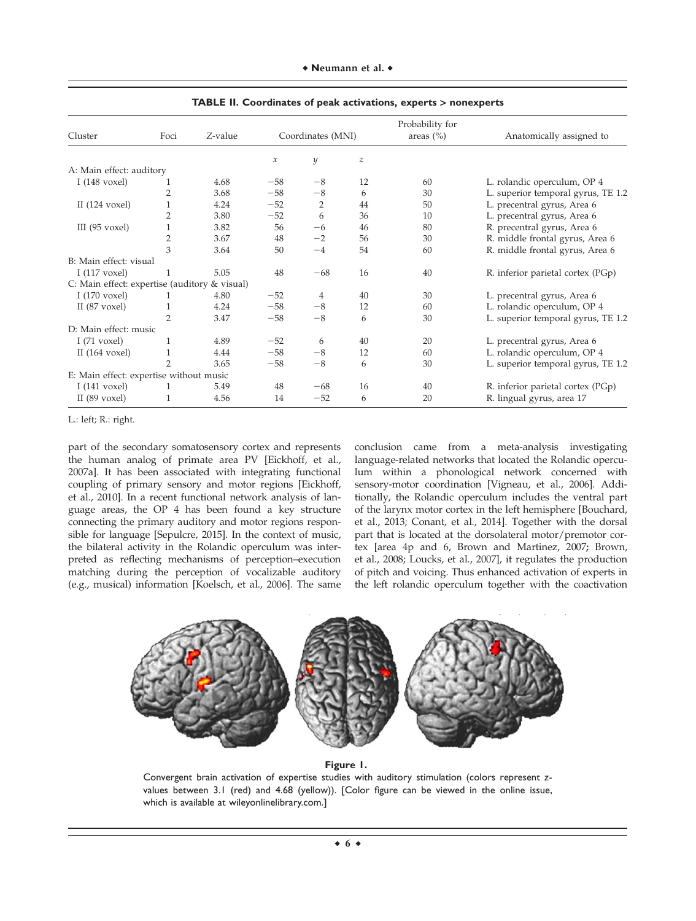**TABLE II. Coordinates of peak activations, experts > nonexperts**

| Cluster | Foci | Z-value | Coordinates (MNI) | | | Probability for areas (%) | Anatomically assigned to |
|---|---|---|---|---|---|---|---|
| | | | x | y | z | | |
| A: Main effect: auditory | | | | | | | |
| I (148 voxel) | 1 | 4.68 | −58 | −8 | 12 | 60 | L. rolandic operculum, OP 4 |
| | 2 | 3.68 | −58 | −8 | 6 | 30 | L. superior temporal gyrus, TE 1.2 |
| II (124 voxel) | 1 | 4.24 | −52 | 2 | 44 | 50 | L. precentral gyrus, Area 6 |
| | 2 | 3.80 | −52 | 6 | 36 | 10 | L. precentral gyrus, Area 6 |
| III (95 voxel) | 1 | 3.82 | 56 | −6 | 46 | 80 | R. precentral gyrus, Area 6 |
| | 2 | 3.67 | 48 | −2 | 56 | 30 | R. middle frontal gyrus, Area 6 |
| | 3 | 3.64 | 50 | −4 | 54 | 60 | R. middle frontal gyrus, Area 6 |
| B: Main effect: visual | | | | | | | |
| I (117 voxel) | 1 | 5.05 | 48 | −68 | 16 | 40 | R. inferior parietal cortex (PGp) |
| C: Main effect: expertise (auditory & visual) | | | | | | | |
| I (170 voxel) | 1 | 4.80 | −52 | 4 | 40 | 30 | L. precentral gyrus, Area 6 |
| II (87 voxel) | 1 | 4.24 | −58 | −8 | 12 | 60 | L. rolandic operculum, OP 4 |
| | 2 | 3.47 | −58 | −8 | 6 | 30 | L. superior temporal gyrus, TE 1.2 |
| D: Main effect: music | | | | | | | |
| I (71 voxel) | 1 | 4.89 | −52 | 6 | 40 | 20 | L. precentral gyrus, Area 6 |
| II (164 voxel) | 1 | 4.44 | −58 | −8 | 12 | 60 | L. rolandic operculum, OP 4 |
| | 2 | 3.65 | −58 | −8 | 6 | 30 | L. superior temporal gyrus, TE 1.2 |
| E: Main effect: expertise without music | | | | | | | |
| I (141 voxel) | 1 | 5.49 | 48 | −68 | 16 | 40 | R. inferior parietal cortex (PGp) |
| II (89 voxel) | 1 | 4.56 | 14 | −52 | 6 | 20 | R. lingual gyrus, area 17 |

L.: left; R.: right.

part of the secondary somatosensory cortex and represents the human analog of primate area PV [Eickhoff, et al., 2007a]. It has been associated with integrating functional coupling of primary sensory and motor regions [Eickhoff, et al., 2010]. In a recent functional network analysis of language areas, the OP 4 has been found a key structure connecting the primary auditory and motor regions responsible for language [Sepulcre, 2015]. In the context of music, the bilateral activity in the Rolandic operculum was interpreted as reflecting mechanisms of perception–execution matching during the perception of vocalizable auditory (e.g., musical) information [Koelsch, et al., 2006]. The same conclusion came from a meta-analysis investigating language-related networks that located the Rolandic operculum within a phonological network concerned with sensory-motor coordination [Vigneau, et al., 2006]. Additionally, the Rolandic operculum includes the ventral part of the larynx motor cortex in the left hemisphere [Bouchard, et al., 2013; Conant, et al., 2014]. Together with the dorsal part that is located at the dorsolateral motor/premotor cortex [area 4p and 6, Brown and Martinez, 2007; Brown, et al., 2008; Loucks, et al., 2007], it regulates the production of pitch and voicing. Thus enhanced activation of experts in the left rolandic operculum together with the coactivation

**Figure 1.**
Convergent brain activation of expertise studies with auditory stimulation (colors represent z-values between 3.1 (red) and 4.68 (yellow)). [Color figure can be viewed in the online issue, which is available at wileyonlinelibrary.com.]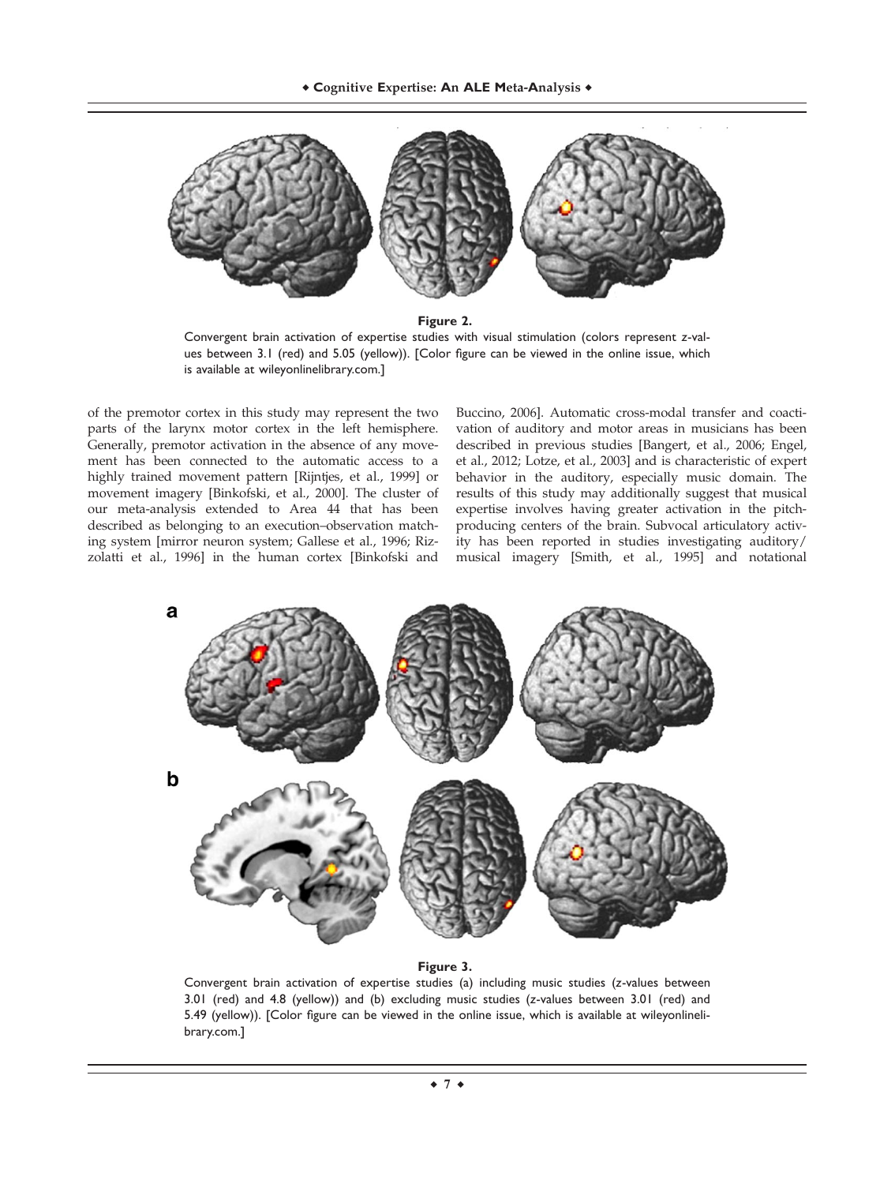**Figure 2.**
Convergent brain activation of expertise studies with visual stimulation (colors represent z-values between 3.1 (red) and 5.05 (yellow)). [Color figure can be viewed in the online issue, which is available at wileyonlinelibrary.com.]

of the premotor cortex in this study may represent the two parts of the larynx motor cortex in the left hemisphere. Generally, premotor activation in the absence of any movement has been connected to the automatic access to a highly trained movement pattern [Rijntjes, et al., 1999] or movement imagery [Binkofski, et al., 2000]. The cluster of our meta-analysis extended to Area 44 that has been described as belonging to an execution–observation matching system [mirror neuron system; Gallese et al., 1996; Rizzolatti et al., 1996] in the human cortex [Binkofski and Buccino, 2006]. Automatic cross-modal transfer and coactivation of auditory and motor areas in musicians has been described in previous studies [Bangert, et al., 2006; Engel, et al., 2012; Lotze, et al., 2003] and is characteristic of expert behavior in the auditory, especially music domain. The results of this study may additionally suggest that musical expertise involves having greater activation in the pitch-producing centers of the brain. Subvocal articulatory activity has been reported in studies investigating auditory/musical imagery [Smith, et al., 1995] and notational

**Figure 3.**
Convergent brain activation of expertise studies (a) including music studies (z-values between 3.01 (red) and 4.8 (yellow)) and (b) excluding music studies (z-values between 3.01 (red) and 5.49 (yellow)). [Color figure can be viewed in the online issue, which is available at wileyonlinelibrary.com.]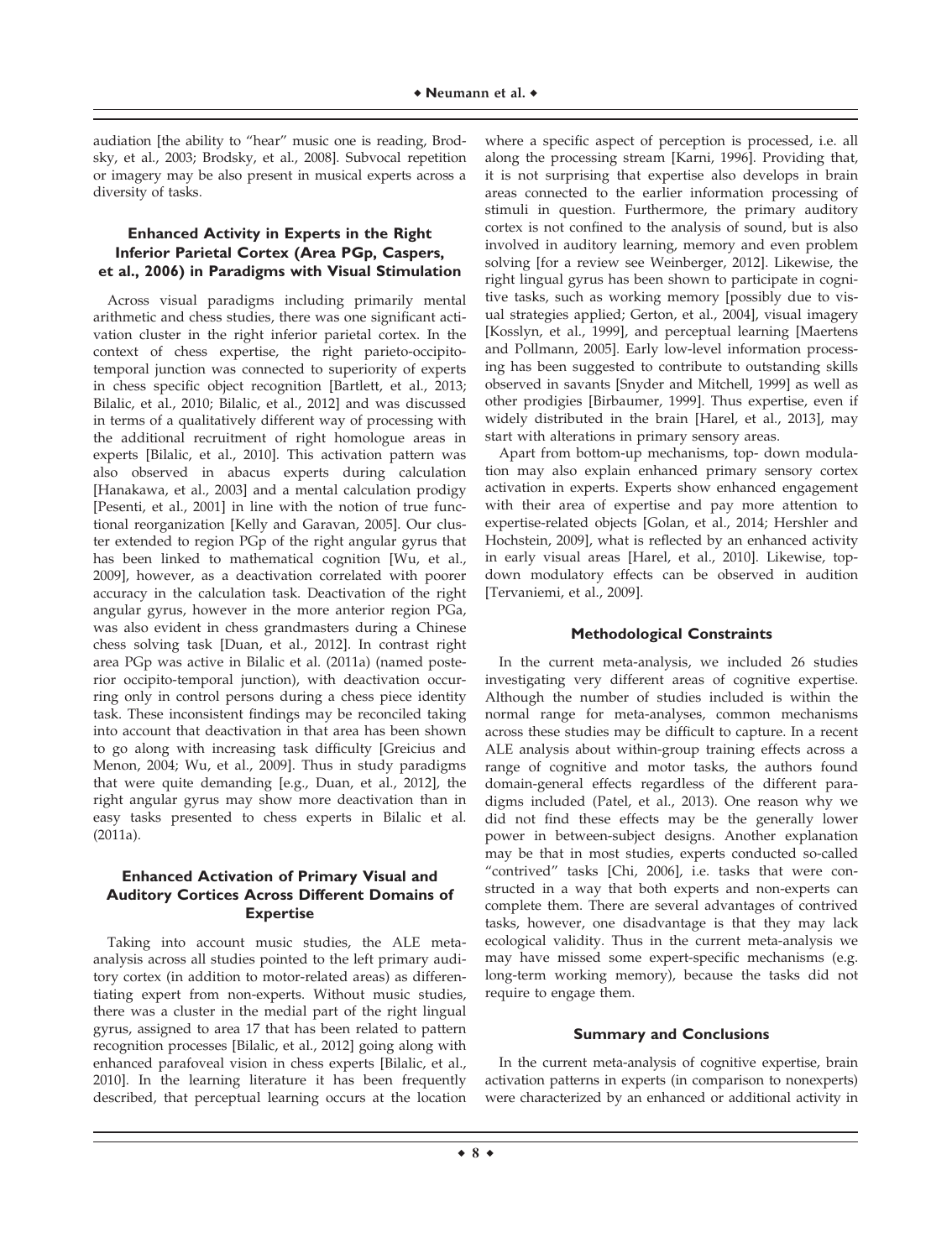audiation [the ability to "hear" music one is reading, Brodsky, et al., 2003; Brodsky, et al., 2008]. Subvocal repetition or imagery may be also present in musical experts across a diversity of tasks.

### Enhanced Activity in Experts in the Right Inferior Parietal Cortex (Area PGp, Caspers, et al., 2006) in Paradigms with Visual Stimulation

Across visual paradigms including primarily mental arithmetic and chess studies, there was one significant activation cluster in the right inferior parietal cortex. In the context of chess expertise, the right parieto-occipito-temporal junction was connected to superiority of experts in chess specific object recognition [Bartlett, et al., 2013; Bilalic, et al., 2010; Bilalic, et al., 2012] and was discussed in terms of a qualitatively different way of processing with the additional recruitment of right homologue areas in experts [Bilalic, et al., 2010]. This activation pattern was also observed in abacus experts during calculation [Hanakawa, et al., 2003] and a mental calculation prodigy [Pesenti, et al., 2001] in line with the notion of true functional reorganization [Kelly and Garavan, 2005]. Our cluster extended to region PGp of the right angular gyrus that has been linked to mathematical cognition [Wu, et al., 2009], however, as a deactivation correlated with poorer accuracy in the calculation task. Deactivation of the right angular gyrus, however in the more anterior region PGa, was also evident in chess grandmasters during a Chinese chess solving task [Duan, et al., 2012]. In contrast right area PGp was active in Bilalic et al. (2011a) (named posterior occipito-temporal junction), with deactivation occurring only in control persons during a chess piece identity task. These inconsistent findings may be reconciled taking into account that deactivation in that area has been shown to go along with increasing task difficulty [Greicius and Menon, 2004; Wu, et al., 2009]. Thus in study paradigms that were quite demanding [e.g., Duan, et al., 2012], the right angular gyrus may show more deactivation than in easy tasks presented to chess experts in Bilalic et al. (2011a).

### Enhanced Activation of Primary Visual and Auditory Cortices Across Different Domains of Expertise

Taking into account music studies, the ALE meta-analysis across all studies pointed to the left primary auditory cortex (in addition to motor-related areas) as differentiating expert from non-experts. Without music studies, there was a cluster in the medial part of the right lingual gyrus, assigned to area 17 that has been related to pattern recognition processes [Bilalic, et al., 2012] going along with enhanced parafoveal vision in chess experts [Bilalic, et al., 2010]. In the learning literature it has been frequently described, that perceptual learning occurs at the location where a specific aspect of perception is processed, i.e. all along the processing stream [Karni, 1996]. Providing that, it is not surprising that expertise also develops in brain areas connected to the earlier information processing of stimuli in question. Furthermore, the primary auditory cortex is not confined to the analysis of sound, but is also involved in auditory learning, memory and even problem solving [for a review see Weinberger, 2012]. Likewise, the right lingual gyrus has been shown to participate in cognitive tasks, such as working memory [possibly due to visual strategies applied; Gerton, et al., 2004], visual imagery [Kosslyn, et al., 1999], and perceptual learning [Maertens and Pollmann, 2005]. Early low-level information processing has been suggested to contribute to outstanding skills observed in savants [Snyder and Mitchell, 1999] as well as other prodigies [Birbaumer, 1999]. Thus expertise, even if widely distributed in the brain [Harel, et al., 2013], may start with alterations in primary sensory areas.

Apart from bottom-up mechanisms, top- down modulation may also explain enhanced primary sensory cortex activation in experts. Experts show enhanced engagement with their area of expertise and pay more attention to expertise-related objects [Golan, et al., 2014; Hershler and Hochstein, 2009], what is reflected by an enhanced activity in early visual areas [Harel, et al., 2010]. Likewise, top-down modulatory effects can be observed in audition [Tervaniemi, et al., 2009].

### Methodological Constraints

In the current meta-analysis, we included 26 studies investigating very different areas of cognitive expertise. Although the number of studies included is within the normal range for meta-analyses, common mechanisms across these studies may be difficult to capture. In a recent ALE analysis about within-group training effects across a range of cognitive and motor tasks, the authors found domain-general effects regardless of the different paradigms included (Patel, et al., 2013). One reason why we did not find these effects may be the generally lower power in between-subject designs. Another explanation may be that in most studies, experts conducted so-called "contrived" tasks [Chi, 2006], i.e. tasks that were constructed in a way that both experts and non-experts can complete them. There are several advantages of contrived tasks, however, one disadvantage is that they may lack ecological validity. Thus in the current meta-analysis we may have missed some expert-specific mechanisms (e.g. long-term working memory), because the tasks did not require to engage them.

### Summary and Conclusions

In the current meta-analysis of cognitive expertise, brain activation patterns in experts (in comparison to nonexperts) were characterized by an enhanced or additional activity in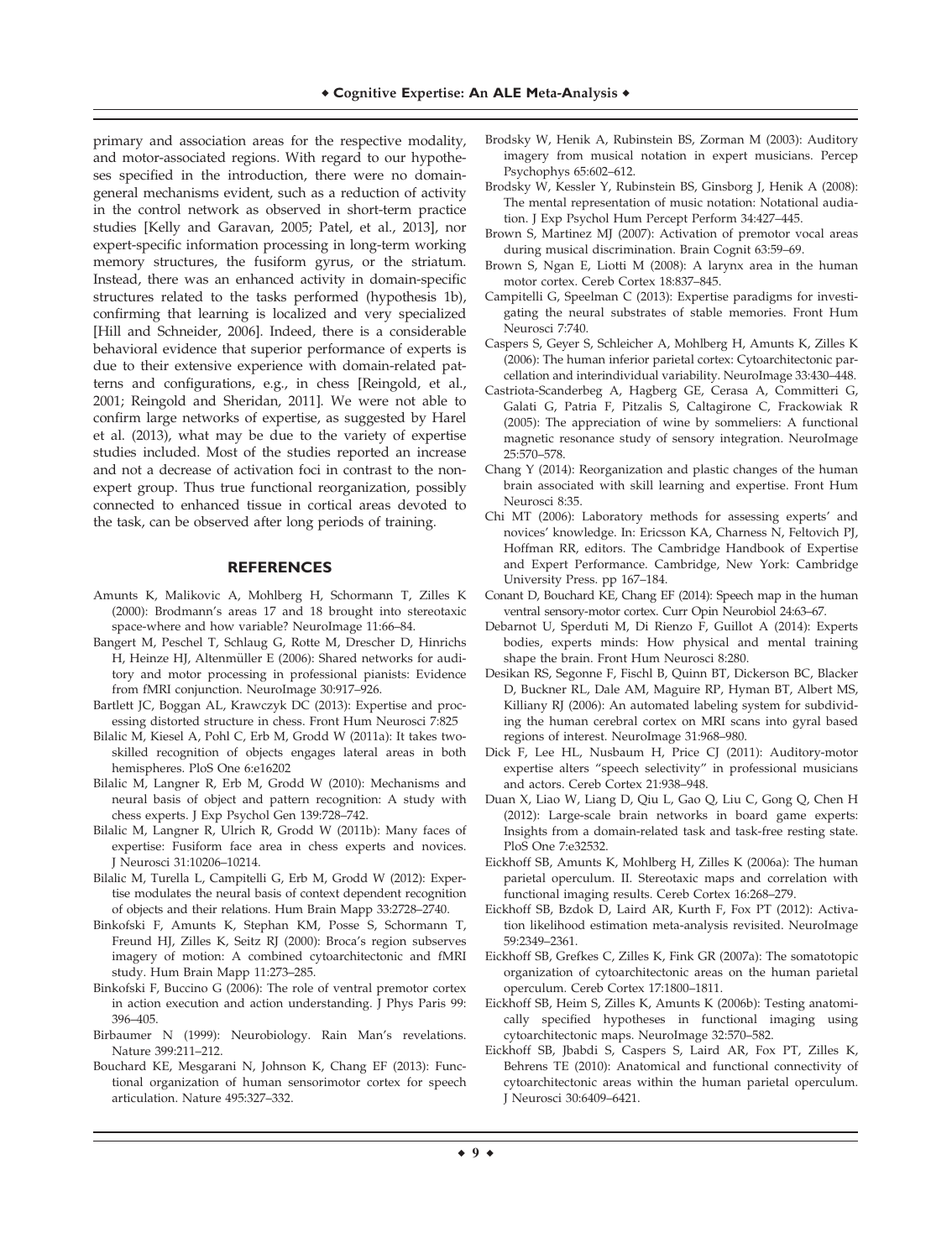primary and association areas for the respective modality, and motor-associated regions. With regard to our hypotheses specified in the introduction, there were no domain-general mechanisms evident, such as a reduction of activity in the control network as observed in short-term practice studies [Kelly and Garavan, 2005; Patel, et al., 2013], nor expert-specific information processing in long-term working memory structures, the fusiform gyrus, or the striatum. Instead, there was an enhanced activity in domain-specific structures related to the tasks performed (hypothesis 1b), confirming that learning is localized and very specialized [Hill and Schneider, 2006]. Indeed, there is a considerable behavioral evidence that superior performance of experts is due to their extensive experience with domain-related patterns and configurations, e.g., in chess [Reingold, et al., 2001; Reingold and Sheridan, 2011]. We were not able to confirm large networks of expertise, as suggested by Harel et al. (2013), what may be due to the variety of expertise studies included. Most of the studies reported an increase and not a decrease of activation foci in contrast to the non-expert group. Thus true functional reorganization, possibly connected to enhanced tissue in cortical areas devoted to the task, can be observed after long periods of training.

## REFERENCES

Amunts K, Malikovic A, Mohlberg H, Schormann T, Zilles K (2000): Brodmann's areas 17 and 18 brought into stereotaxic space-where and how variable? NeuroImage 11:66–84.

Bangert M, Peschel T, Schlaug G, Rotte M, Drescher D, Hinrichs H, Heinze HJ, Altenmüller E (2006): Shared networks for auditory and motor processing in professional pianists: Evidence from fMRI conjunction. NeuroImage 30:917–926.

Bartlett JC, Boggan AL, Krawczyk DC (2013): Expertise and processing distorted structure in chess. Front Hum Neurosci 7:825

Bilalic M, Kiesel A, Pohl C, Erb M, Grodd W (2011a): It takes two-skilled recognition of objects engages lateral areas in both hemispheres. PloS One 6:e16202

Bilalic M, Langner R, Erb M, Grodd W (2010): Mechanisms and neural basis of object and pattern recognition: A study with chess experts. J Exp Psychol Gen 139:728–742.

Bilalic M, Langner R, Ulrich R, Grodd W (2011b): Many faces of expertise: Fusiform face area in chess experts and novices. J Neurosci 31:10206–10214.

Bilalic M, Turella L, Campitelli G, Erb M, Grodd W (2012): Expertise modulates the neural basis of context dependent recognition of objects and their relations. Hum Brain Mapp 33:2728–2740.

Binkofski F, Amunts K, Stephan KM, Posse S, Schormann T, Freund HJ, Zilles K, Seitz RJ (2000): Broca's region subserves imagery of motion: A combined cytoarchitectonic and fMRI study. Hum Brain Mapp 11:273–285.

Binkofski F, Buccino G (2006): The role of ventral premotor cortex in action execution and action understanding. J Phys Paris 99: 396–405.

Birbaumer N (1999): Neurobiology. Rain Man's revelations. Nature 399:211–212.

Bouchard KE, Mesgarani N, Johnson K, Chang EF (2013): Functional organization of human sensorimotor cortex for speech articulation. Nature 495:327–332.

Brodsky W, Henik A, Rubinstein BS, Zorman M (2003): Auditory imagery from musical notation in expert musicians. Percep Psychophys 65:602–612.

Brodsky W, Kessler Y, Rubinstein BS, Ginsborg J, Henik A (2008): The mental representation of music notation: Notational audiation. J Exp Psychol Hum Percept Perform 34:427–445.

Brown S, Martinez MJ (2007): Activation of premotor vocal areas during musical discrimination. Brain Cognit 63:59–69.

Brown S, Ngan E, Liotti M (2008): A larynx area in the human motor cortex. Cereb Cortex 18:837–845.

Campitelli G, Speelman C (2013): Expertise paradigms for investigating the neural substrates of stable memories. Front Hum Neurosci 7:740.

Caspers S, Geyer S, Schleicher A, Mohlberg H, Amunts K, Zilles K (2006): The human inferior parietal cortex: Cytoarchitectonic parcellation and interindividual variability. NeuroImage 33:430–448.

Castriota-Scanderbeg A, Hagberg GE, Cerasa A, Committeri G, Galati G, Patria F, Pitzalis S, Caltagirone C, Frackowiak R (2005): The appreciation of wine by sommeliers: A functional magnetic resonance study of sensory integration. NeuroImage 25:570–578.

Chang Y (2014): Reorganization and plastic changes of the human brain associated with skill learning and expertise. Front Hum Neurosci 8:35.

Chi MT (2006): Laboratory methods for assessing experts' and novices' knowledge. In: Ericsson KA, Charness N, Feltovich PJ, Hoffman RR, editors. The Cambridge Handbook of Expertise and Expert Performance. Cambridge, New York: Cambridge University Press. pp 167–184.

Conant D, Bouchard KE, Chang EF (2014): Speech map in the human ventral sensory-motor cortex. Curr Opin Neurobiol 24:63–67.

Debarnot U, Sperduti M, Di Rienzo F, Guillot A (2014): Experts bodies, experts minds: How physical and mental training shape the brain. Front Hum Neurosci 8:280.

Desikan RS, Segonne F, Fischl B, Quinn BT, Dickerson BC, Blacker D, Buckner RL, Dale AM, Maguire RP, Hyman BT, Albert MS, Killiany RJ (2006): An automated labeling system for subdividing the human cerebral cortex on MRI scans into gyral based regions of interest. NeuroImage 31:968–980.

Dick F, Lee HL, Nusbaum H, Price CJ (2011): Auditory-motor expertise alters "speech selectivity" in professional musicians and actors. Cereb Cortex 21:938–948.

Duan X, Liao W, Liang D, Qiu L, Gao Q, Liu C, Gong Q, Chen H (2012): Large-scale brain networks in board game experts: Insights from a domain-related task and task-free resting state. PloS One 7:e32532.

Eickhoff SB, Amunts K, Mohlberg H, Zilles K (2006a): The human parietal operculum. II. Stereotaxic maps and correlation with functional imaging results. Cereb Cortex 16:268–279.

Eickhoff SB, Bzdok D, Laird AR, Kurth F, Fox PT (2012): Activation likelihood estimation meta-analysis revisited. NeuroImage 59:2349–2361.

Eickhoff SB, Grefkes C, Zilles K, Fink GR (2007a): The somatotopic organization of cytoarchitectonic areas on the human parietal operculum. Cereb Cortex 17:1800–1811.

Eickhoff SB, Heim S, Zilles K, Amunts K (2006b): Testing anatomically specified hypotheses in functional imaging using cytoarchitectonic maps. NeuroImage 32:570–582.

Eickhoff SB, Jbabdi S, Caspers S, Laird AR, Fox PT, Zilles K, Behrens TE (2010): Anatomical and functional connectivity of cytoarchitectonic areas within the human parietal operculum. J Neurosci 30:6409–6421.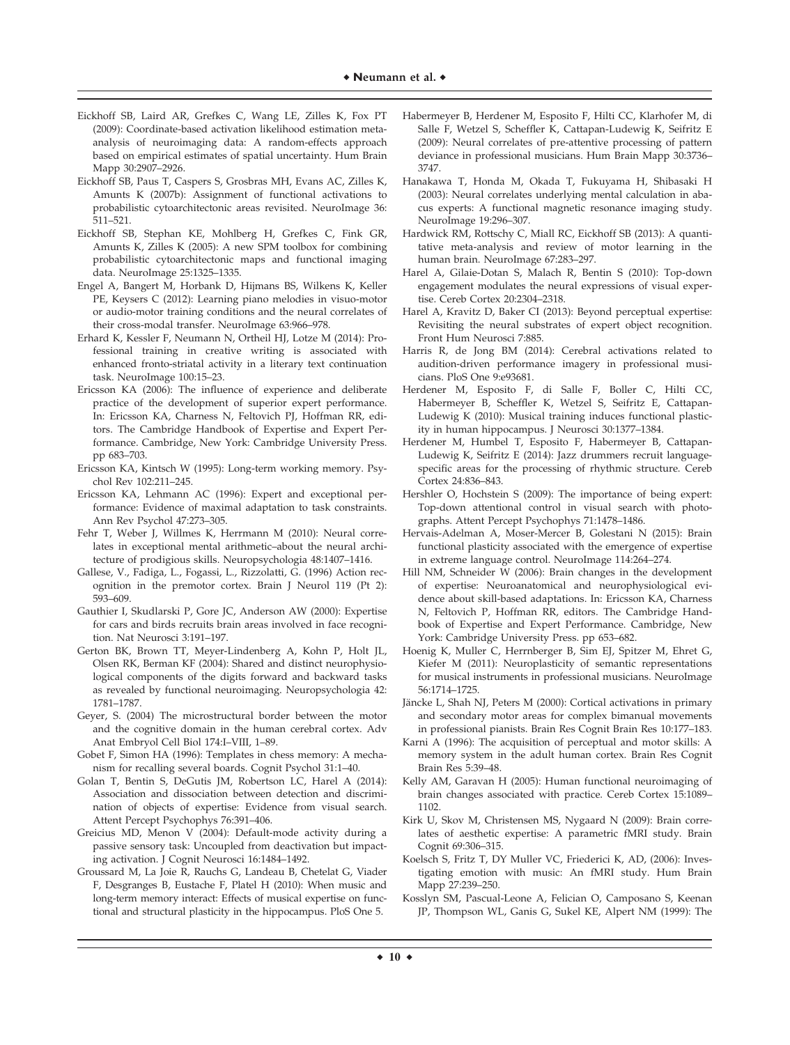Eickhoff SB, Laird AR, Grefkes C, Wang LE, Zilles K, Fox PT (2009): Coordinate-based activation likelihood estimation meta-analysis of neuroimaging data: A random-effects approach based on empirical estimates of spatial uncertainty. Hum Brain Mapp 30:2907–2926.

Eickhoff SB, Paus T, Caspers S, Grosbras MH, Evans AC, Zilles K, Amunts K (2007b): Assignment of functional activations to probabilistic cytoarchitectonic areas revisited. NeuroImage 36: 511–521.

Eickhoff SB, Stephan KE, Mohlberg H, Grefkes C, Fink GR, Amunts K, Zilles K (2005): A new SPM toolbox for combining probabilistic cytoarchitectonic maps and functional imaging data. NeuroImage 25:1325–1335.

Engel A, Bangert M, Horbank D, Hijmans BS, Wilkens K, Keller PE, Keysers C (2012): Learning piano melodies in visuo-motor or audio-motor training conditions and the neural correlates of their cross-modal transfer. NeuroImage 63:966–978.

Erhard K, Kessler F, Neumann N, Ortheil HJ, Lotze M (2014): Professional training in creative writing is associated with enhanced fronto-striatal activity in a literary text continuation task. NeuroImage 100:15–23.

Ericsson KA (2006): The influence of experience and deliberate practice of the development of superior expert performance. In: Ericsson KA, Charness N, Feltovich PJ, Hoffman RR, editors. The Cambridge Handbook of Expertise and Expert Performance. Cambridge, New York: Cambridge University Press. pp 683–703.

Ericsson KA, Kintsch W (1995): Long-term working memory. Psychol Rev 102:211–245.

Ericsson KA, Lehmann AC (1996): Expert and exceptional performance: Evidence of maximal adaptation to task constraints. Ann Rev Psychol 47:273–305.

Fehr T, Weber J, Willmes K, Herrmann M (2010): Neural correlates in exceptional mental arithmetic–about the neural architecture of prodigious skills. Neuropsychologia 48:1407–1416.

Gallese, V., Fadiga, L., Fogassi, L., Rizzolatti, G. (1996) Action recognition in the premotor cortex. Brain J Neurol 119 (Pt 2): 593–609.

Gauthier I, Skudlarski P, Gore JC, Anderson AW (2000): Expertise for cars and birds recruits brain areas involved in face recognition. Nat Neurosci 3:191–197.

Gerton BK, Brown TT, Meyer-Lindenberg A, Kohn P, Holt JL, Olsen RK, Berman KF (2004): Shared and distinct neurophysiological components of the digits forward and backward tasks as revealed by functional neuroimaging. Neuropsychologia 42: 1781–1787.

Geyer, S. (2004) The microstructural border between the motor and the cognitive domain in the human cerebral cortex. Adv Anat Embryol Cell Biol 174:I–VIII, 1–89.

Gobet F, Simon HA (1996): Templates in chess memory: A mechanism for recalling several boards. Cognit Psychol 31:1–40.

Golan T, Bentin S, DeGutis JM, Robertson LC, Harel A (2014): Association and dissociation between detection and discrimination of objects of expertise: Evidence from visual search. Attent Percept Psychophys 76:391–406.

Greicius MD, Menon V (2004): Default-mode activity during a passive sensory task: Uncoupled from deactivation but impacting activation. J Cognit Neurosci 16:1484–1492.

Groussard M, La Joie R, Rauchs G, Landeau B, Chetelat G, Viader F, Desgranges B, Eustache F, Platel H (2010): When music and long-term memory interact: Effects of musical expertise on functional and structural plasticity in the hippocampus. PloS One 5.

Habermeyer B, Herdener M, Esposito F, Hilti CC, Klarhofer M, di Salle F, Wetzel S, Scheffler K, Cattapan-Ludewig K, Seifritz E (2009): Neural correlates of pre-attentive processing of pattern deviance in professional musicians. Hum Brain Mapp 30:3736–3747.

Hanakawa T, Honda M, Okada T, Fukuyama H, Shibasaki H (2003): Neural correlates underlying mental calculation in abacus experts: A functional magnetic resonance imaging study. NeuroImage 19:296–307.

Hardwick RM, Rottschy C, Miall RC, Eickhoff SB (2013): A quantitative meta-analysis and review of motor learning in the human brain. NeuroImage 67:283–297.

Harel A, Gilaie-Dotan S, Malach R, Bentin S (2010): Top-down engagement modulates the neural expressions of visual expertise. Cereb Cortex 20:2304–2318.

Harel A, Kravitz D, Baker CI (2013): Beyond perceptual expertise: Revisiting the neural substrates of expert object recognition. Front Hum Neurosci 7:885.

Harris R, de Jong BM (2014): Cerebral activations related to audition-driven performance imagery in professional musicians. PloS One 9:e93681.

Herdener M, Esposito F, di Salle F, Boller C, Hilti CC, Habermeyer B, Scheffler K, Wetzel S, Seifritz E, Cattapan-Ludewig K (2010): Musical training induces functional plasticity in human hippocampus. J Neurosci 30:1377–1384.

Herdener M, Humbel T, Esposito F, Habermeyer B, Cattapan-Ludewig K, Seifritz E (2014): Jazz drummers recruit language-specific areas for the processing of rhythmic structure. Cereb Cortex 24:836–843.

Hershler O, Hochstein S (2009): The importance of being expert: Top-down attentional control in visual search with photographs. Attent Percept Psychophys 71:1478–1486.

Hervais-Adelman A, Moser-Mercer B, Golestani N (2015): Brain functional plasticity associated with the emergence of expertise in extreme language control. NeuroImage 114:264–274.

Hill NM, Schneider W (2006): Brain changes in the development of expertise: Neuroanatomical and neurophysiological evidence about skill-based adaptations. In: Ericsson KA, Charness N, Feltovich P, Hoffman RR, editors. The Cambridge Handbook of Expertise and Expert Performance. Cambridge, New York: Cambridge University Press. pp 653–682.

Hoenig K, Muller C, Herrnberger B, Sim EJ, Spitzer M, Ehret G, Kiefer M (2011): Neuroplasticity of semantic representations for musical instruments in professional musicians. NeuroImage 56:1714–1725.

Jäncke L, Shah NJ, Peters M (2000): Cortical activations in primary and secondary motor areas for complex bimanual movements in professional pianists. Brain Res Cognit Brain Res 10:177–183.

Karni A (1996): The acquisition of perceptual and motor skills: A memory system in the adult human cortex. Brain Res Cognit Brain Res 5:39–48.

Kelly AM, Garavan H (2005): Human functional neuroimaging of brain changes associated with practice. Cereb Cortex 15:1089–1102.

Kirk U, Skov M, Christensen MS, Nygaard N (2009): Brain correlates of aesthetic expertise: A parametric fMRI study. Brain Cognit 69:306–315.

Koelsch S, Fritz T, DY Muller VC, Friederici K, AD, (2006): Investigating emotion with music: An fMRI study. Hum Brain Mapp 27:239–250.

Kosslyn SM, Pascual-Leone A, Felician O, Camposano S, Keenan JP, Thompson WL, Ganis G, Sukel KE, Alpert NM (1999): The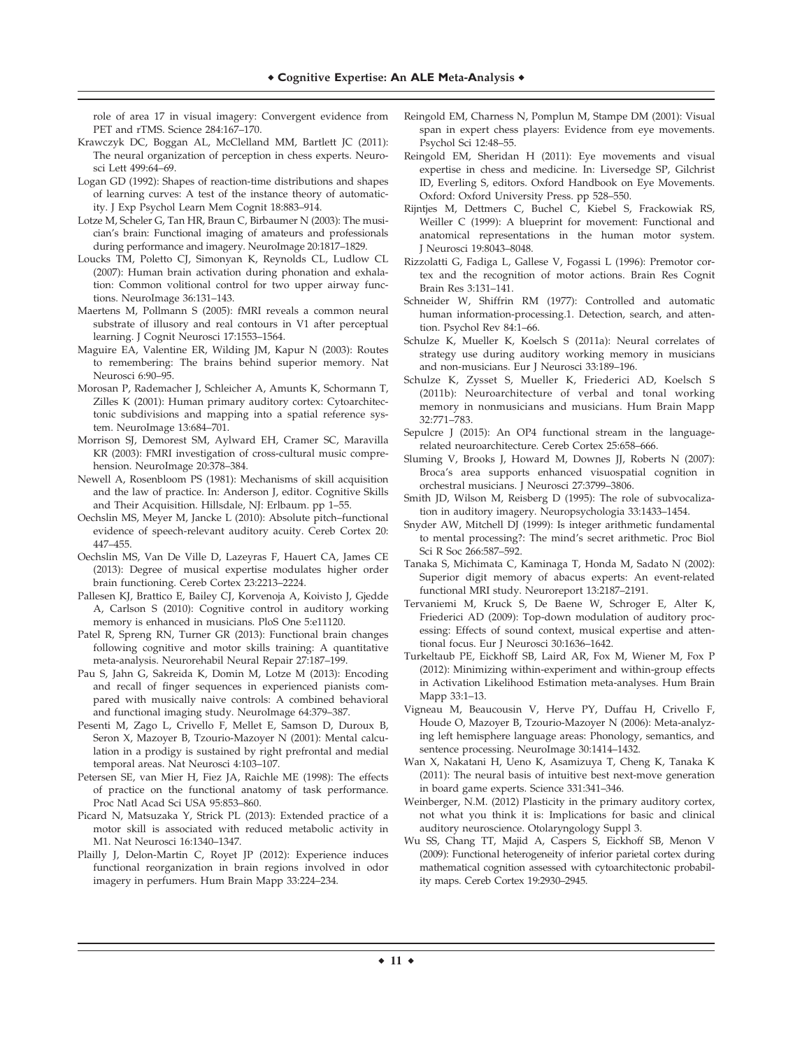role of area 17 in visual imagery: Convergent evidence from PET and rTMS. Science 284:167–170.

Krawczyk DC, Boggan AL, McClelland MM, Bartlett JC (2011): The neural organization of perception in chess experts. Neurosci Lett 499:64–69.

Logan GD (1992): Shapes of reaction-time distributions and shapes of learning curves: A test of the instance theory of automaticity. J Exp Psychol Learn Mem Cognit 18:883–914.

Lotze M, Scheler G, Tan HR, Braun C, Birbaumer N (2003): The musician's brain: Functional imaging of amateurs and professionals during performance and imagery. NeuroImage 20:1817–1829.

Loucks TM, Poletto CJ, Simonyan K, Reynolds CL, Ludlow CL (2007): Human brain activation during phonation and exhalation: Common volitional control for two upper airway functions. NeuroImage 36:131–143.

Maertens M, Pollmann S (2005): fMRI reveals a common neural substrate of illusory and real contours in V1 after perceptual learning. J Cognit Neurosci 17:1553–1564.

Maguire EA, Valentine ER, Wilding JM, Kapur N (2003): Routes to remembering: The brains behind superior memory. Nat Neurosci 6:90–95.

Morosan P, Rademacher J, Schleicher A, Amunts K, Schormann T, Zilles K (2001): Human primary auditory cortex: Cytoarchitectonic subdivisions and mapping into a spatial reference system. NeuroImage 13:684–701.

Morrison SJ, Demorest SM, Aylward EH, Cramer SC, Maravilla KR (2003): FMRI investigation of cross-cultural music comprehension. NeuroImage 20:378–384.

Newell A, Rosenbloom PS (1981): Mechanisms of skill acquisition and the law of practice. In: Anderson J, editor. Cognitive Skills and Their Acquisition. Hillsdale, NJ: Erlbaum. pp 1–55.

Oechslin MS, Meyer M, Jancke L (2010): Absolute pitch–functional evidence of speech-relevant auditory acuity. Cereb Cortex 20: 447–455.

Oechslin MS, Van De Ville D, Lazeyras F, Hauert CA, James CE (2013): Degree of musical expertise modulates higher order brain functioning. Cereb Cortex 23:2213–2224.

Pallesen KJ, Brattico E, Bailey CJ, Korvenoja A, Koivisto J, Gjedde A, Carlson S (2010): Cognitive control in auditory working memory is enhanced in musicians. PloS One 5:e11120.

Patel R, Spreng RN, Turner GR (2013): Functional brain changes following cognitive and motor skills training: A quantitative meta-analysis. Neurorehabil Neural Repair 27:187–199.

Pau S, Jahn G, Sakreida K, Domin M, Lotze M (2013): Encoding and recall of finger sequences in experienced pianists compared with musically naive controls: A combined behavioral and functional imaging study. NeuroImage 64:379–387.

Pesenti M, Zago L, Crivello F, Mellet E, Samson D, Duroux B, Seron X, Mazoyer B, Tzourio-Mazoyer N (2001): Mental calculation in a prodigy is sustained by right prefrontal and medial temporal areas. Nat Neurosci 4:103–107.

Petersen SE, van Mier H, Fiez JA, Raichle ME (1998): The effects of practice on the functional anatomy of task performance. Proc Natl Acad Sci USA 95:853–860.

Picard N, Matsuzaka Y, Strick PL (2013): Extended practice of a motor skill is associated with reduced metabolic activity in M1. Nat Neurosci 16:1340–1347.

Plailly J, Delon-Martin C, Royet JP (2012): Experience induces functional reorganization in brain regions involved in odor imagery in perfumers. Hum Brain Mapp 33:224–234.

Reingold EM, Charness N, Pomplun M, Stampe DM (2001): Visual span in expert chess players: Evidence from eye movements. Psychol Sci 12:48–55.

Reingold EM, Sheridan H (2011): Eye movements and visual expertise in chess and medicine. In: Liversedge SP, Gilchrist ID, Everling S, editors. Oxford Handbook on Eye Movements. Oxford: Oxford University Press. pp 528–550.

Rijntjes M, Dettmers C, Buchel C, Kiebel S, Frackowiak RS, Weiller C (1999): A blueprint for movement: Functional and anatomical representations in the human motor system. J Neurosci 19:8043–8048.

Rizzolatti G, Fadiga L, Gallese V, Fogassi L (1996): Premotor cortex and the recognition of motor actions. Brain Res Cognit Brain Res 3:131–141.

Schneider W, Shiffrin RM (1977): Controlled and automatic human information-processing.1. Detection, search, and attention. Psychol Rev 84:1–66.

Schulze K, Mueller K, Koelsch S (2011a): Neural correlates of strategy use during auditory working memory in musicians and non-musicians. Eur J Neurosci 33:189–196.

Schulze K, Zysset S, Mueller K, Friederici AD, Koelsch S (2011b): Neuroarchitecture of verbal and tonal working memory in nonmusicians and musicians. Hum Brain Mapp 32:771–783.

Sepulcre J (2015): An OP4 functional stream in the language-related neuroarchitecture. Cereb Cortex 25:658–666.

Sluming V, Brooks J, Howard M, Downes JJ, Roberts N (2007): Broca's area supports enhanced visuospatial cognition in orchestral musicians. J Neurosci 27:3799–3806.

Smith JD, Wilson M, Reisberg D (1995): The role of subvocalization in auditory imagery. Neuropsychologia 33:1433–1454.

Snyder AW, Mitchell DJ (1999): Is integer arithmetic fundamental to mental processing?: The mind's secret arithmetic. Proc Biol Sci R Soc 266:587–592.

Tanaka S, Michimata C, Kaminaga T, Honda M, Sadato N (2002): Superior digit memory of abacus experts: An event-related functional MRI study. Neuroreport 13:2187–2191.

Tervaniemi M, Kruck S, De Baene W, Schroger E, Alter K, Friederici AD (2009): Top-down modulation of auditory processing: Effects of sound context, musical expertise and attentional focus. Eur J Neurosci 30:1636–1642.

Turkeltaub PE, Eickhoff SB, Laird AR, Fox M, Wiener M, Fox P (2012): Minimizing within-experiment and within-group effects in Activation Likelihood Estimation meta-analyses. Hum Brain Mapp 33:1–13.

Vigneau M, Beaucousin V, Herve PY, Duffau H, Crivello F, Houde O, Mazoyer B, Tzourio-Mazoyer N (2006): Meta-analyzing left hemisphere language areas: Phonology, semantics, and sentence processing. NeuroImage 30:1414–1432.

Wan X, Nakatani H, Ueno K, Asamizuya T, Cheng K, Tanaka K (2011): The neural basis of intuitive best next-move generation in board game experts. Science 331:341–346.

Weinberger, N.M. (2012) Plasticity in the primary auditory cortex, not what you think it is: Implications for basic and clinical auditory neuroscience. Otolaryngology Suppl 3.

Wu SS, Chang TT, Majid A, Caspers S, Eickhoff SB, Menon V (2009): Functional heterogeneity of inferior parietal cortex during mathematical cognition assessed with cytoarchitectonic probability maps. Cereb Cortex 19:2930–2945.